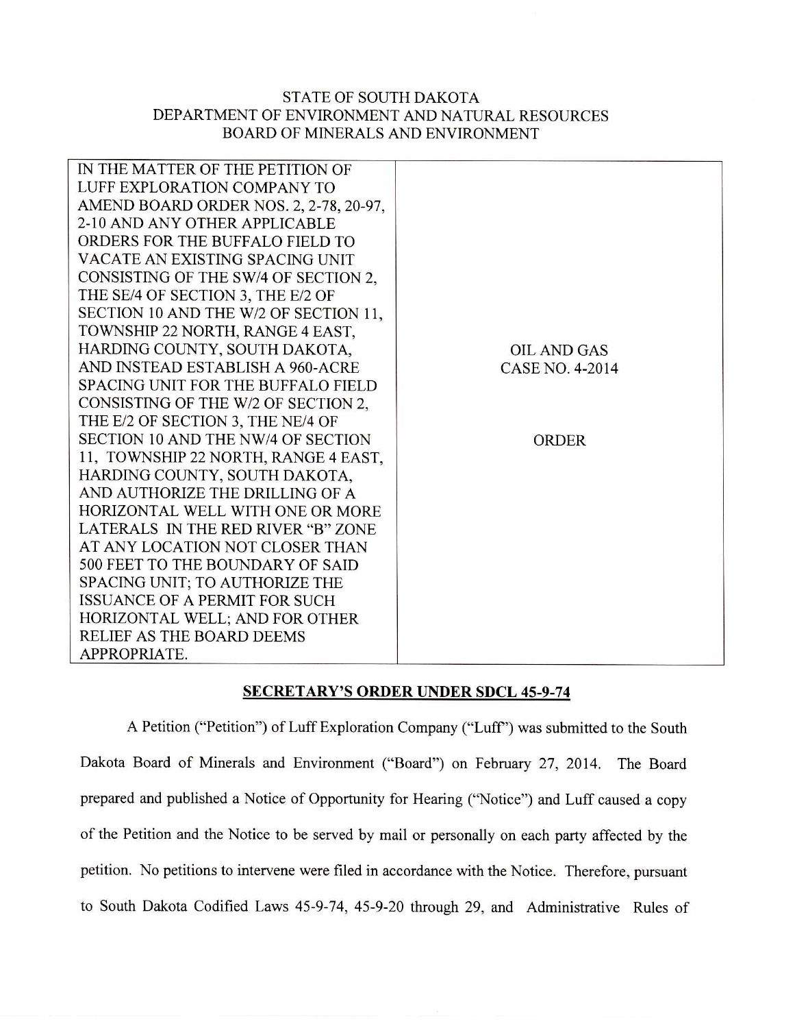STATE OF SOUTH DAKOTA
DEPARTMENT OF ENVIRONMENT AND NATURAL RESOURCES
BOARD OF MINERALS AND ENVIRONMENT

| IN THE MATTER OF THE PETITION OF LUFF EXPLORATION COMPANY TO AMEND BOARD ORDER NOS. 2, 2-78, 20-97, 2-10 AND ANY OTHER APPLICABLE ORDERS FOR THE BUFFALO FIELD TO VACATE AN EXISTING SPACING UNIT CONSISTING OF THE SW/4 OF SECTION 2, THE SE/4 OF SECTION 3, THE E/2 OF SECTION 10 AND THE W/2 OF SECTION 11, TOWNSHIP 22 NORTH, RANGE 4 EAST, HARDING COUNTY, SOUTH DAKOTA, AND INSTEAD ESTABLISH A 960-ACRE SPACING UNIT FOR THE BUFFALO FIELD CONSISTING OF THE W/2 OF SECTION 2, THE E/2 OF SECTION 3, THE NE/4 OF SECTION 10 AND THE NW/4 OF SECTION 11, TOWNSHIP 22 NORTH, RANGE 4 EAST, HARDING COUNTY, SOUTH DAKOTA, AND AUTHORIZE THE DRILLING OF A HORIZONTAL WELL WITH ONE OR MORE LATERALS IN THE RED RIVER "B" ZONE AT ANY LOCATION NOT CLOSER THAN 500 FEET TO THE BOUNDARY OF SAID SPACING UNIT; TO AUTHORIZE THE ISSUANCE OF A PERMIT FOR SUCH HORIZONTAL WELL; AND FOR OTHER RELIEF AS THE BOARD DEEMS APPROPRIATE. | OIL AND GAS CASE NO. 4-2014<br><br>ORDER |
|---|---|

## SECRETARY'S ORDER UNDER SDCL 45-9-74

A Petition ("Petition") of Luff Exploration Company ("Luff") was submitted to the South Dakota Board of Minerals and Environment ("Board") on February 27, 2014. The Board prepared and published a Notice of Opportunity for Hearing ("Notice") and Luff caused a copy of the Petition and the Notice to be served by mail or personally on each party affected by the petition. No petitions to intervene were filed in accordance with the Notice. Therefore, pursuant to South Dakota Codified Laws 45-9-74, 45-9-20 through 29, and Administrative Rules of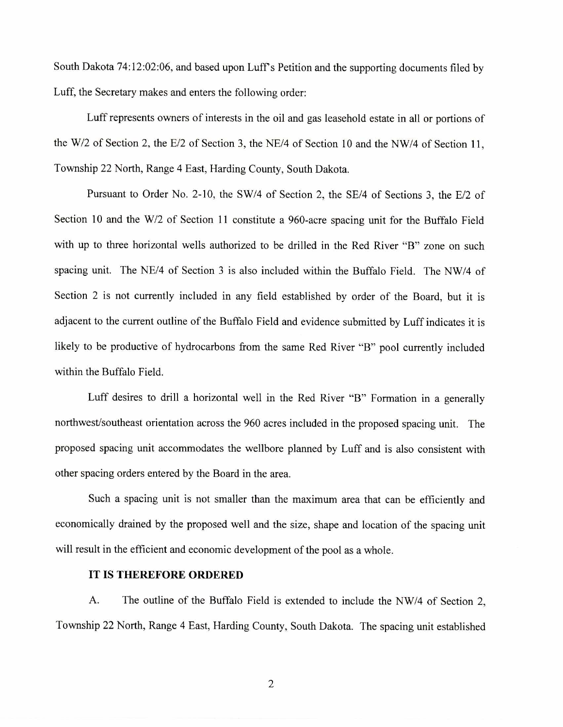South Dakota 74:12:02:06, and based upon Luff's Petition and the supporting documents filed by Luff, the Secretary makes and enters the following order:

Luff represents owners of interests in the oil and gas leasehold estate in all or portions of the W/2 of Section 2, the E/2 of Section 3, the NE/4 of Section 10 and the NW/4 of Section 11, Township 22 North, Range 4 East, Harding County, South Dakota.

Pursuant to Order No. 2-10, the SW/4 of Section 2, the SE/4 of Sections 3, the E/2 of Section 10 and the W/2 of Section 11 constitute a 960-acre spacing unit for the Buffalo Field with up to three horizontal wells authorized to be drilled in the Red River "B" zone on such spacing unit. The NE/4 of Section 3 is also included within the Buffalo Field. The NW/4 of Section 2 is not currently included in any field established by order of the Board, but it is adjacent to the current outline of the Buffalo Field and evidence submitted by Luff indicates it is likely to be productive of hydrocarbons from the same Red River "B" pool currently included within the Buffalo Field.

Luff desires to drill a horizontal well in the Red River "B" Formation in a generally northwest/southeast orientation across the 960 acres included in the proposed spacing unit. The proposed spacing unit accommodates the wellbore planned by Luff and is also consistent with other spacing orders entered by the Board in the area.

Such a spacing unit is not smaller than the maximum area that can be efficiently and economically drained by the proposed well and the size, shape and location of the spacing unit will result in the efficient and economic development of the pool as a whole.

**IT IS THEREFORE ORDERED**

A. The outline of the Buffalo Field is extended to include the NW/4 of Section 2, Township 22 North, Range 4 East, Harding County, South Dakota. The spacing unit established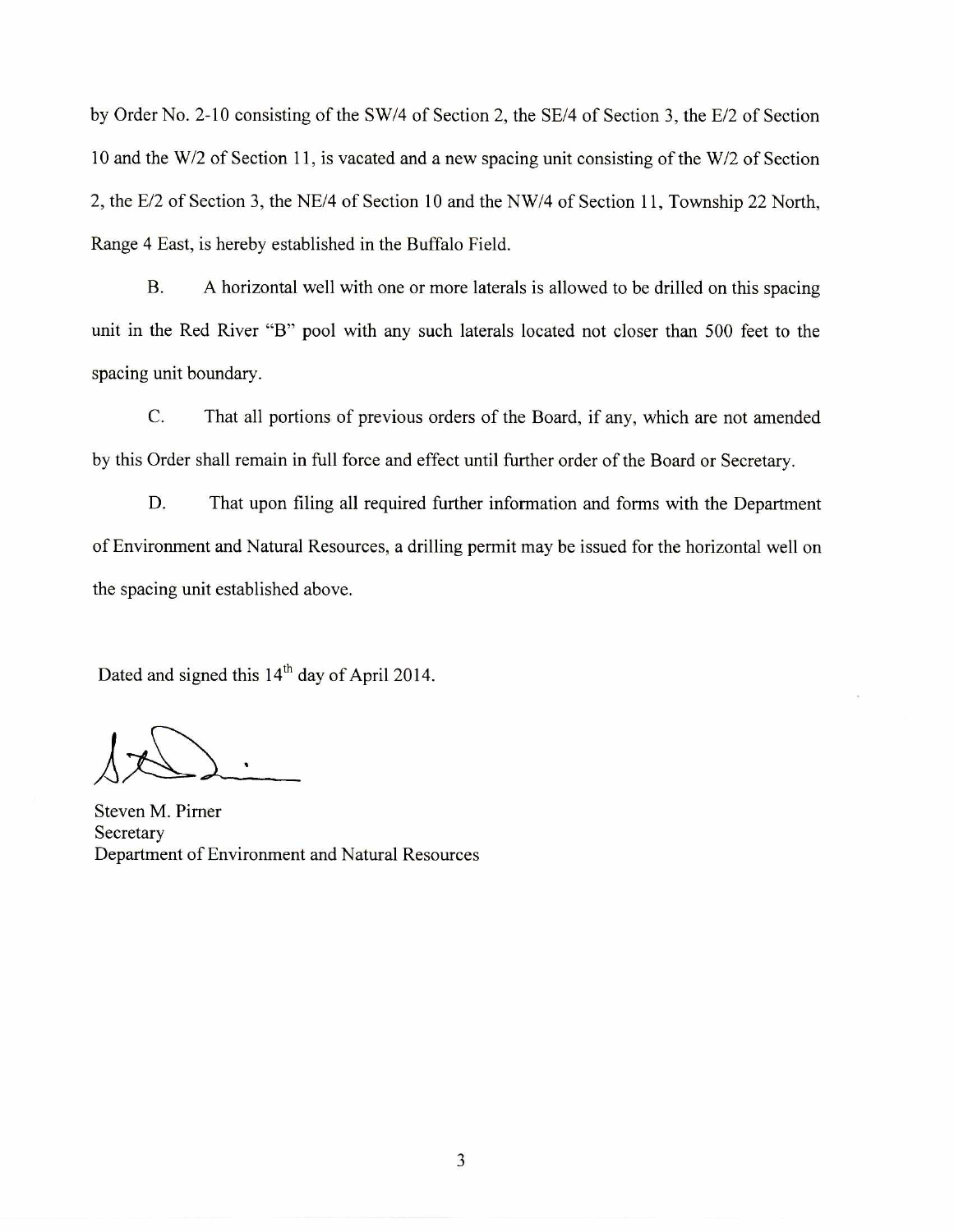by Order No. 2-10 consisting of the SW/4 of Section 2, the SE/4 of Section 3, the E/2 of Section 10 and the W/2 of Section 11, is vacated and a new spacing unit consisting of the W/2 of Section 2, the E/2 of Section 3, the NE/4 of Section 10 and the NW/4 of Section 11, Township 22 North, Range 4 East, is hereby established in the Buffalo Field.

B. A horizontal well with one or more laterals is allowed to be drilled on this spacing unit in the Red River "B" pool with any such laterals located not closer than 500 feet to the spacing unit boundary.

C. That all portions of previous orders of the Board, if any, which are not amended by this Order shall remain in full force and effect until further order of the Board or Secretary.

D. That upon filing all required further information and forms with the Department of Environment and Natural Resources, a drilling permit may be issued for the horizontal well on the spacing unit established above.

Dated and signed this 14th day of April 2014.

Steven M. Pirner
Secretary
Department of Environment and Natural Resources